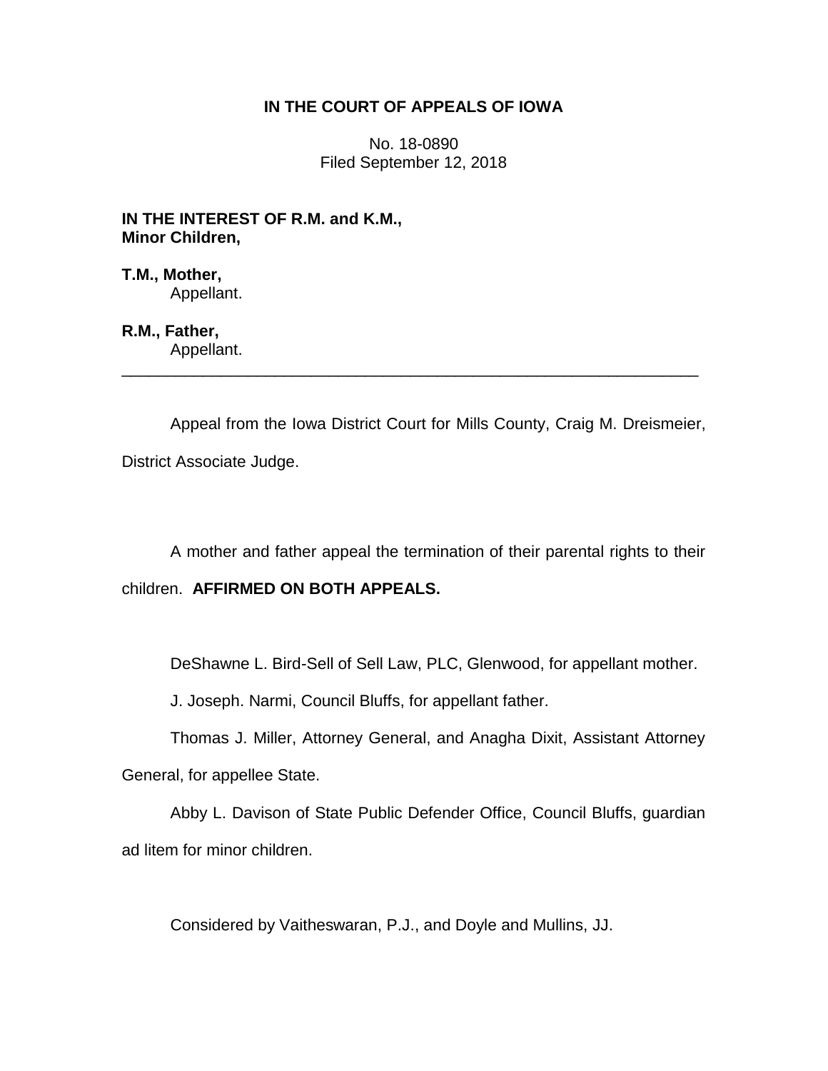**IN THE COURT OF APPEALS OF IOWA**

No. 18-0890
Filed September 12, 2018

**IN THE INTEREST OF R.M. and K.M.,
Minor Children,**

**T.M., Mother,**
Appellant.

**R.M., Father,**
Appellant.

---

Appeal from the Iowa District Court for Mills County, Craig M. Dreismeier, District Associate Judge.

A mother and father appeal the termination of their parental rights to their children. **AFFIRMED ON BOTH APPEALS.**

DeShawne L. Bird-Sell of Sell Law, PLC, Glenwood, for appellant mother.

J. Joseph. Narmi, Council Bluffs, for appellant father.

Thomas J. Miller, Attorney General, and Anagha Dixit, Assistant Attorney General, for appellee State.

Abby L. Davison of State Public Defender Office, Council Bluffs, guardian ad litem for minor children.

Considered by Vaitheswaran, P.J., and Doyle and Mullins, JJ.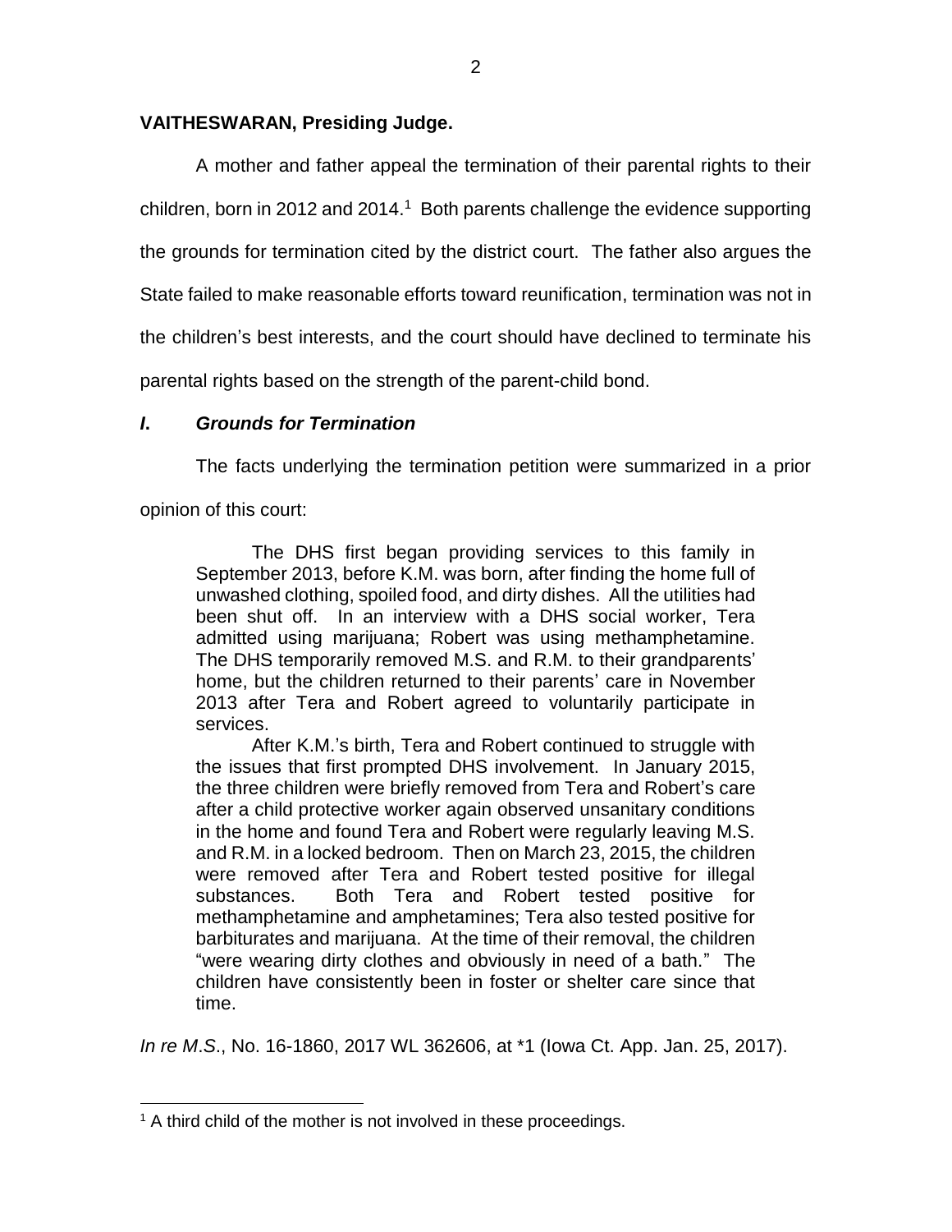**VAITHESWARAN, Presiding Judge.**

A mother and father appeal the termination of their parental rights to their children, born in 2012 and 2014.[1] Both parents challenge the evidence supporting the grounds for termination cited by the district court. The father also argues the State failed to make reasonable efforts toward reunification, termination was not in the children's best interests, and the court should have declined to terminate his parental rights based on the strength of the parent-child bond.

### *I. Grounds for Termination*

The facts underlying the termination petition were summarized in a prior opinion of this court:

> The DHS first began providing services to this family in September 2013, before K.M. was born, after finding the home full of unwashed clothing, spoiled food, and dirty dishes. All the utilities had been shut off. In an interview with a DHS social worker, Tera admitted using marijuana; Robert was using methamphetamine. The DHS temporarily removed M.S. and R.M. to their grandparents' home, but the children returned to their parents' care in November 2013 after Tera and Robert agreed to voluntarily participate in services.
>
> After K.M.'s birth, Tera and Robert continued to struggle with the issues that first prompted DHS involvement. In January 2015, the three children were briefly removed from Tera and Robert's care after a child protective worker again observed unsanitary conditions in the home and found Tera and Robert were regularly leaving M.S. and R.M. in a locked bedroom. Then on March 23, 2015, the children were removed after Tera and Robert tested positive for illegal substances. Both Tera and Robert tested positive for methamphetamine and amphetamines; Tera also tested positive for barbiturates and marijuana. At the time of their removal, the children "were wearing dirty clothes and obviously in need of a bath." The children have consistently been in foster or shelter care since that time.

*In re M.S.*, No. 16-1860, 2017 WL 362606, at *1 (Iowa Ct. App. Jan. 25, 2017).

[1] A third child of the mother is not involved in these proceedings.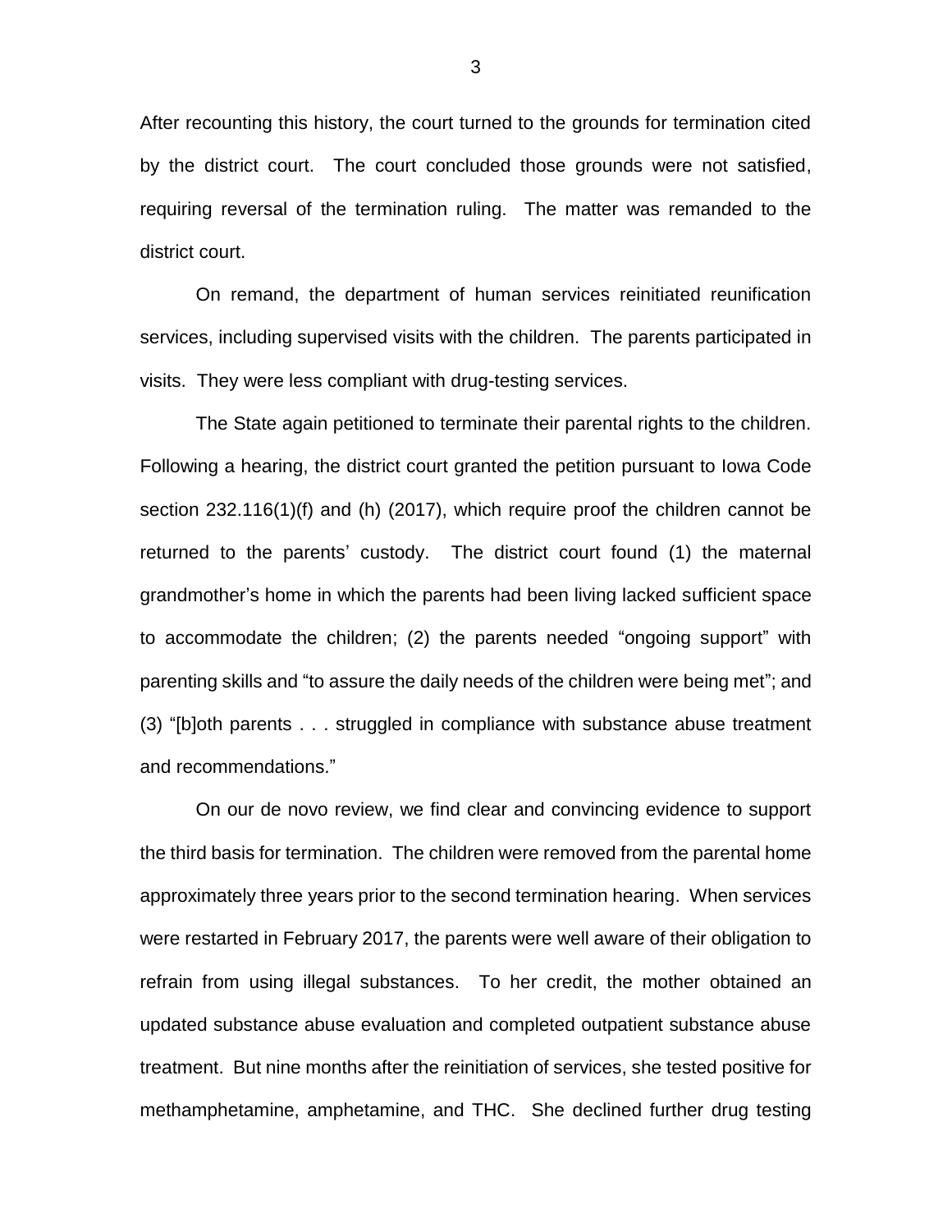After recounting this history, the court turned to the grounds for termination cited by the district court. The court concluded those grounds were not satisfied, requiring reversal of the termination ruling. The matter was remanded to the district court.

On remand, the department of human services reinitiated reunification services, including supervised visits with the children. The parents participated in visits. They were less compliant with drug-testing services.

The State again petitioned to terminate their parental rights to the children. Following a hearing, the district court granted the petition pursuant to Iowa Code section 232.116(1)(f) and (h) (2017), which require proof the children cannot be returned to the parents' custody. The district court found (1) the maternal grandmother's home in which the parents had been living lacked sufficient space to accommodate the children; (2) the parents needed "ongoing support" with parenting skills and "to assure the daily needs of the children were being met"; and (3) "[b]oth parents . . . struggled in compliance with substance abuse treatment and recommendations."

On our de novo review, we find clear and convincing evidence to support the third basis for termination. The children were removed from the parental home approximately three years prior to the second termination hearing. When services were restarted in February 2017, the parents were well aware of their obligation to refrain from using illegal substances. To her credit, the mother obtained an updated substance abuse evaluation and completed outpatient substance abuse treatment. But nine months after the reinitiation of services, she tested positive for methamphetamine, amphetamine, and THC. She declined further drug testing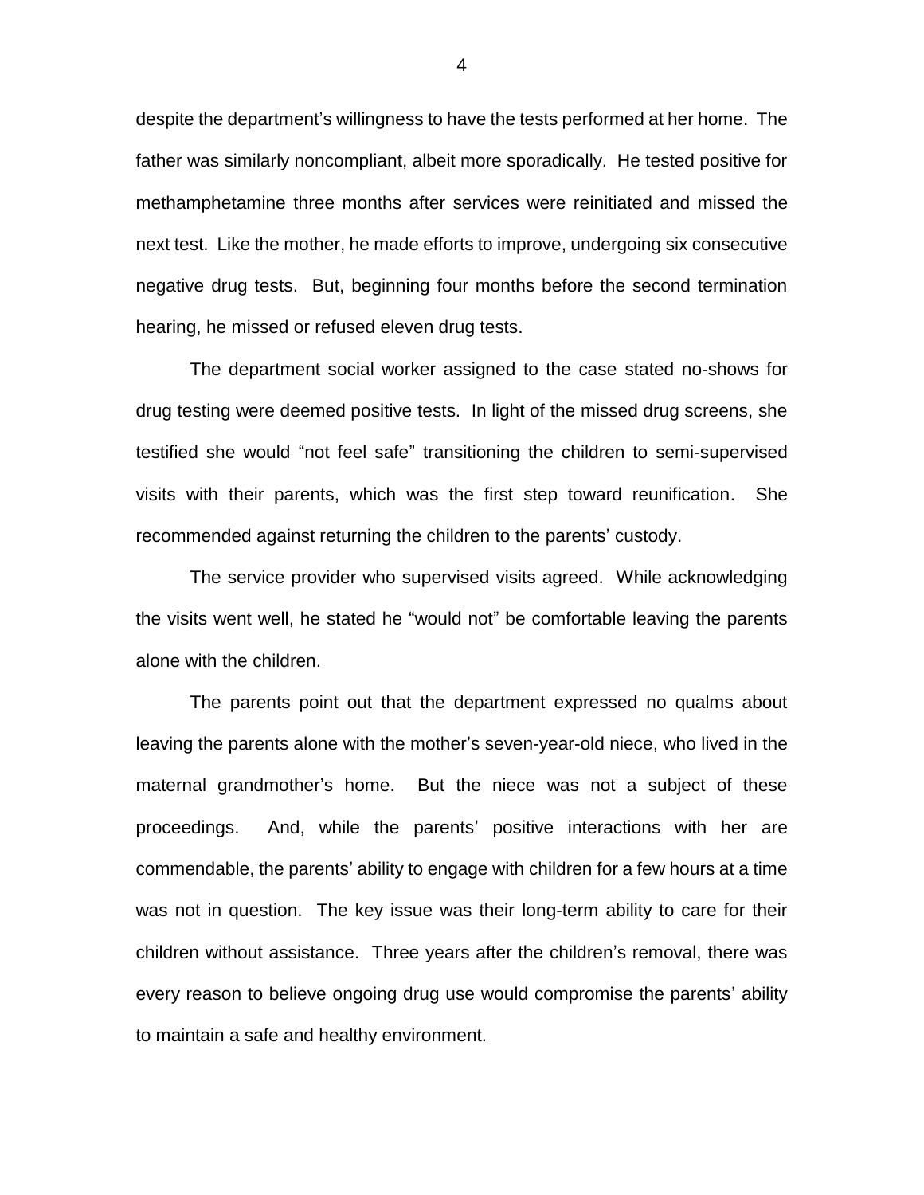despite the department's willingness to have the tests performed at her home. The father was similarly noncompliant, albeit more sporadically. He tested positive for methamphetamine three months after services were reinitiated and missed the next test. Like the mother, he made efforts to improve, undergoing six consecutive negative drug tests. But, beginning four months before the second termination hearing, he missed or refused eleven drug tests.

The department social worker assigned to the case stated no-shows for drug testing were deemed positive tests. In light of the missed drug screens, she testified she would "not feel safe" transitioning the children to semi-supervised visits with their parents, which was the first step toward reunification. She recommended against returning the children to the parents' custody.

The service provider who supervised visits agreed. While acknowledging the visits went well, he stated he "would not" be comfortable leaving the parents alone with the children.

The parents point out that the department expressed no qualms about leaving the parents alone with the mother's seven-year-old niece, who lived in the maternal grandmother's home. But the niece was not a subject of these proceedings. And, while the parents' positive interactions with her are commendable, the parents' ability to engage with children for a few hours at a time was not in question. The key issue was their long-term ability to care for their children without assistance. Three years after the children's removal, there was every reason to believe ongoing drug use would compromise the parents' ability to maintain a safe and healthy environment.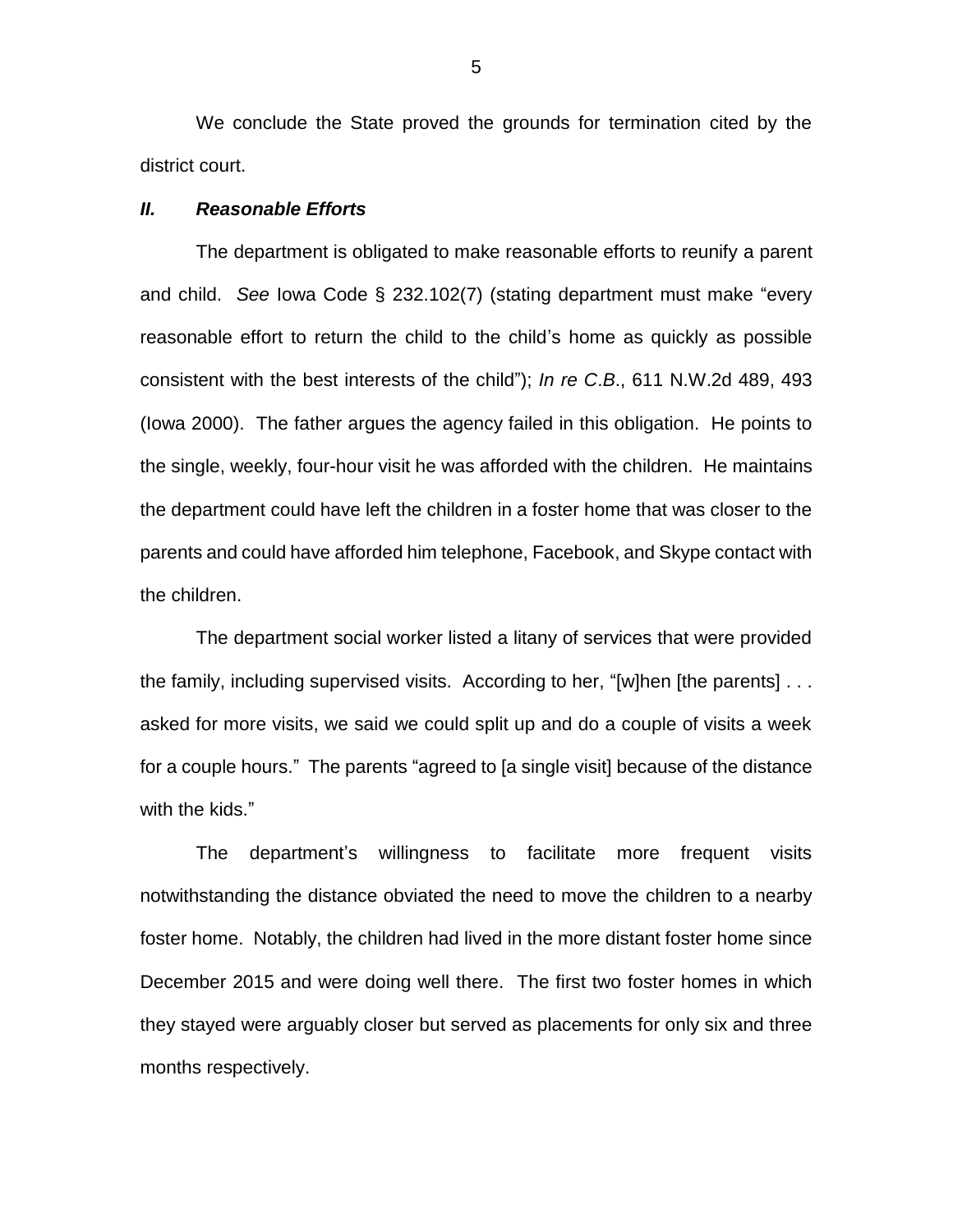We conclude the State proved the grounds for termination cited by the district court.

## *II. Reasonable Efforts*

The department is obligated to make reasonable efforts to reunify a parent and child. *See* Iowa Code § 232.102(7) (stating department must make "every reasonable effort to return the child to the child's home as quickly as possible consistent with the best interests of the child"); *In re C.B*., 611 N.W.2d 489, 493 (Iowa 2000). The father argues the agency failed in this obligation. He points to the single, weekly, four-hour visit he was afforded with the children. He maintains the department could have left the children in a foster home that was closer to the parents and could have afforded him telephone, Facebook, and Skype contact with the children.

The department social worker listed a litany of services that were provided the family, including supervised visits. According to her, "[w]hen [the parents] . . . asked for more visits, we said we could split up and do a couple of visits a week for a couple hours." The parents "agreed to [a single visit] because of the distance with the kids."

The department's willingness to facilitate more frequent visits notwithstanding the distance obviated the need to move the children to a nearby foster home. Notably, the children had lived in the more distant foster home since December 2015 and were doing well there. The first two foster homes in which they stayed were arguably closer but served as placements for only six and three months respectively.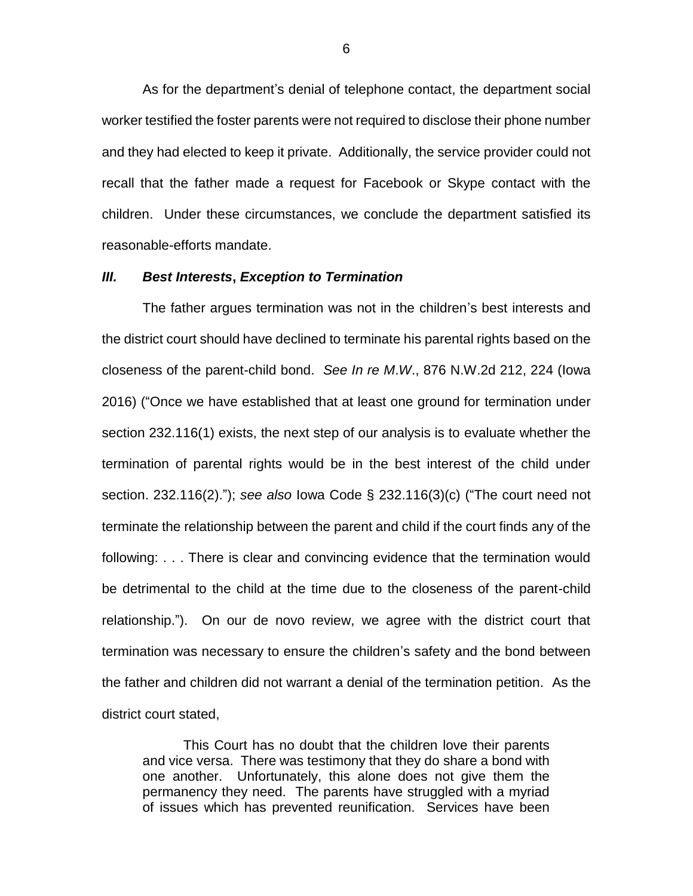As for the department's denial of telephone contact, the department social worker testified the foster parents were not required to disclose their phone number and they had elected to keep it private. Additionally, the service provider could not recall that the father made a request for Facebook or Skype contact with the children. Under these circumstances, we conclude the department satisfied its reasonable-efforts mandate.

### *III. Best Interests, Exception to Termination*

The father argues termination was not in the children's best interests and the district court should have declined to terminate his parental rights based on the closeness of the parent-child bond. *See In re M.W.*, 876 N.W.2d 212, 224 (Iowa 2016) ("Once we have established that at least one ground for termination under section 232.116(1) exists, the next step of our analysis is to evaluate whether the termination of parental rights would be in the best interest of the child under section. 232.116(2)."); *see also* Iowa Code § 232.116(3)(c) ("The court need not terminate the relationship between the parent and child if the court finds any of the following: . . . There is clear and convincing evidence that the termination would be detrimental to the child at the time due to the closeness of the parent-child relationship."). On our de novo review, we agree with the district court that termination was necessary to ensure the children's safety and the bond between the father and children did not warrant a denial of the termination petition. As the district court stated,

> This Court has no doubt that the children love their parents and vice versa. There was testimony that they do share a bond with one another. Unfortunately, this alone does not give them the permanency they need. The parents have struggled with a myriad of issues which has prevented reunification. Services have been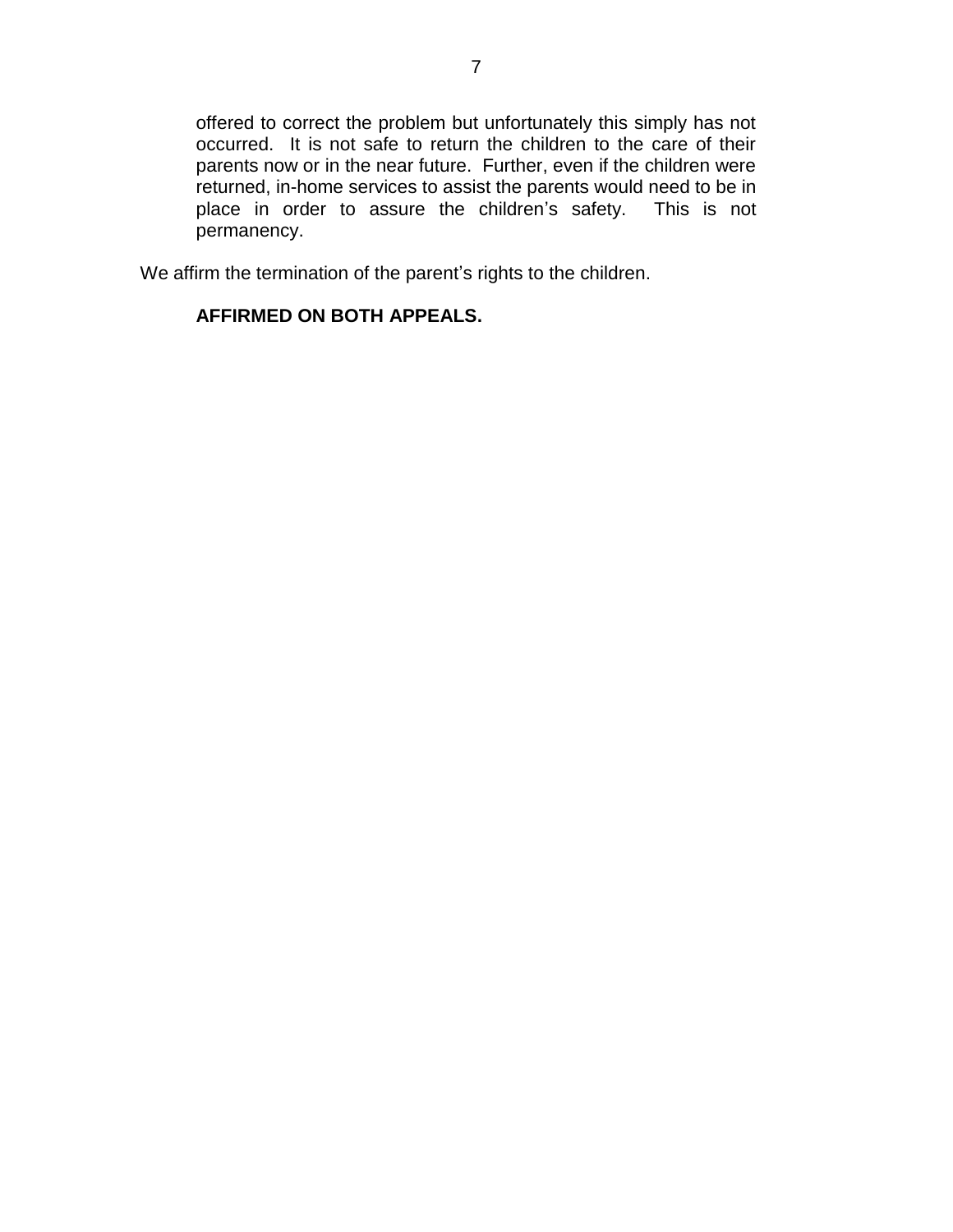> offered to correct the problem but unfortunately this simply has not occurred. It is not safe to return the children to the care of their parents now or in the near future. Further, even if the children were returned, in-home services to assist the parents would need to be in place in order to assure the children's safety. This is not permanency.

We affirm the termination of the parent's rights to the children.

**AFFIRMED ON BOTH APPEALS.**